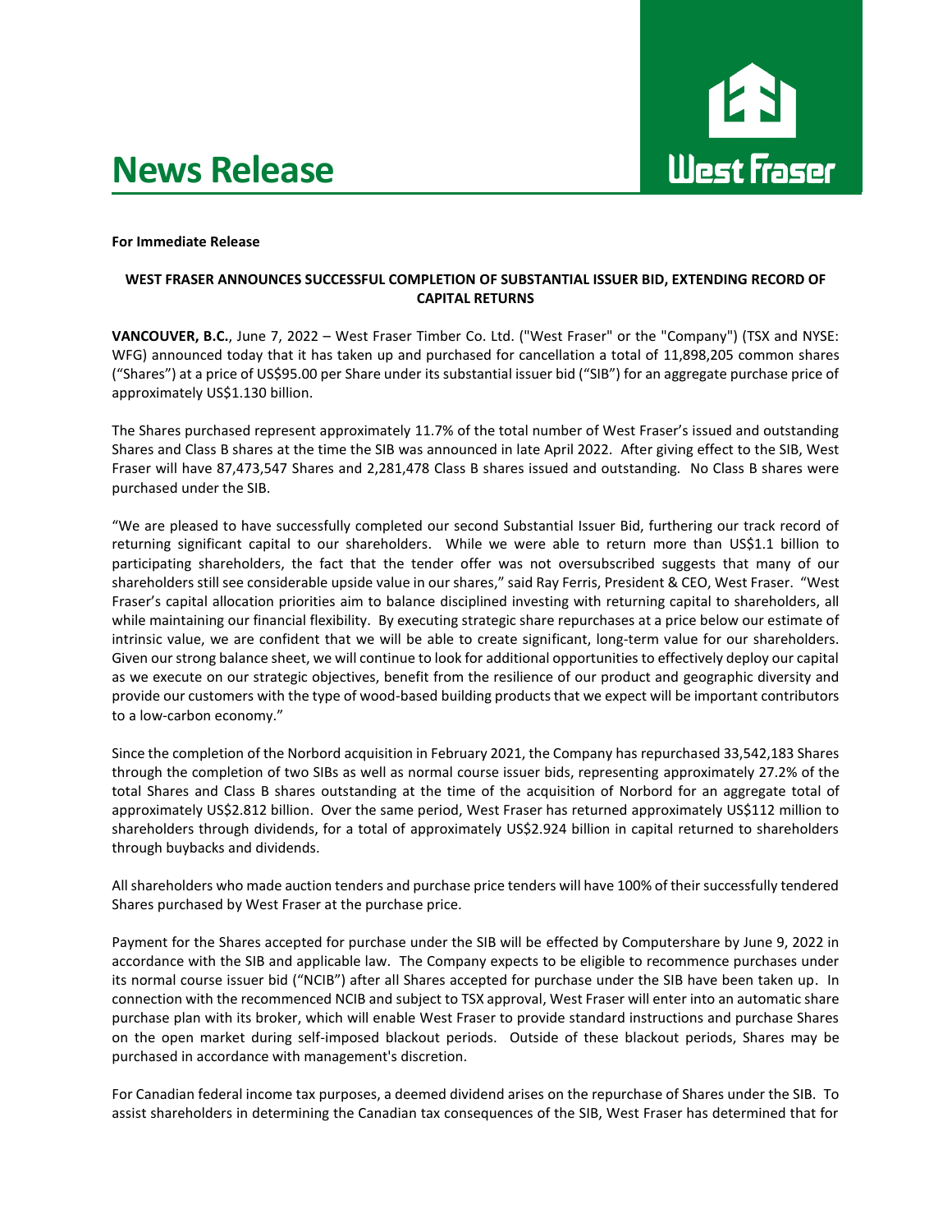# News Release

West Fraser

**For Immediate Release**

**WEST FRASER ANNOUNCES SUCCESSFUL COMPLETION OF SUBSTANTIAL ISSUER BID, EXTENDING RECORD OF CAPITAL RETURNS**

**VANCOUVER, B.C.**, June 7, 2022 – West Fraser Timber Co. Ltd. ("West Fraser" or the "Company") (TSX and NYSE: WFG) announced today that it has taken up and purchased for cancellation a total of 11,898,205 common shares ("Shares") at a price of US$95.00 per Share under its substantial issuer bid ("SIB") for an aggregate purchase price of approximately US$1.130 billion.

The Shares purchased represent approximately 11.7% of the total number of West Fraser's issued and outstanding Shares and Class B shares at the time the SIB was announced in late April 2022. After giving effect to the SIB, West Fraser will have 87,473,547 Shares and 2,281,478 Class B shares issued and outstanding. No Class B shares were purchased under the SIB.

"We are pleased to have successfully completed our second Substantial Issuer Bid, furthering our track record of returning significant capital to our shareholders. While we were able to return more than US$1.1 billion to participating shareholders, the fact that the tender offer was not oversubscribed suggests that many of our shareholders still see considerable upside value in our shares," said Ray Ferris, President & CEO, West Fraser. "West Fraser's capital allocation priorities aim to balance disciplined investing with returning capital to shareholders, all while maintaining our financial flexibility. By executing strategic share repurchases at a price below our estimate of intrinsic value, we are confident that we will be able to create significant, long-term value for our shareholders. Given our strong balance sheet, we will continue to look for additional opportunities to effectively deploy our capital as we execute on our strategic objectives, benefit from the resilience of our product and geographic diversity and provide our customers with the type of wood-based building products that we expect will be important contributors to a low-carbon economy."

Since the completion of the Norbord acquisition in February 2021, the Company has repurchased 33,542,183 Shares through the completion of two SIBs as well as normal course issuer bids, representing approximately 27.2% of the total Shares and Class B shares outstanding at the time of the acquisition of Norbord for an aggregate total of approximately US$2.812 billion. Over the same period, West Fraser has returned approximately US$112 million to shareholders through dividends, for a total of approximately US$2.924 billion in capital returned to shareholders through buybacks and dividends.

All shareholders who made auction tenders and purchase price tenders will have 100% of their successfully tendered Shares purchased by West Fraser at the purchase price.

Payment for the Shares accepted for purchase under the SIB will be effected by Computershare by June 9, 2022 in accordance with the SIB and applicable law. The Company expects to be eligible to recommence purchases under its normal course issuer bid ("NCIB") after all Shares accepted for purchase under the SIB have been taken up. In connection with the recommenced NCIB and subject to TSX approval, West Fraser will enter into an automatic share purchase plan with its broker, which will enable West Fraser to provide standard instructions and purchase Shares on the open market during self-imposed blackout periods. Outside of these blackout periods, Shares may be purchased in accordance with management's discretion.

For Canadian federal income tax purposes, a deemed dividend arises on the repurchase of Shares under the SIB. To assist shareholders in determining the Canadian tax consequences of the SIB, West Fraser has determined that for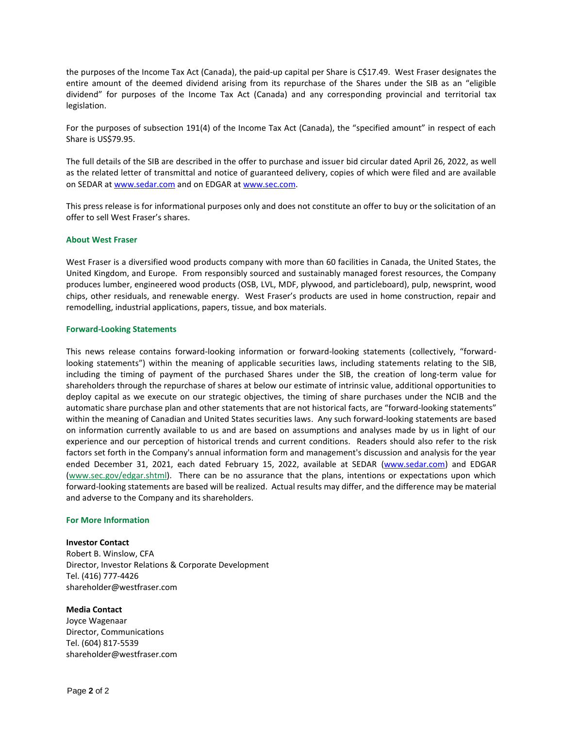the purposes of the Income Tax Act (Canada), the paid-up capital per Share is C$17.49. West Fraser designates the entire amount of the deemed dividend arising from its repurchase of the Shares under the SIB as an "eligible dividend" for purposes of the Income Tax Act (Canada) and any corresponding provincial and territorial tax legislation.

For the purposes of subsection 191(4) of the Income Tax Act (Canada), the "specified amount" in respect of each Share is US$79.95.

The full details of the SIB are described in the offer to purchase and issuer bid circular dated April 26, 2022, as well as the related letter of transmittal and notice of guaranteed delivery, copies of which were filed and are available on SEDAR at [www.sedar.com](http://www.sedar.com) and on EDGAR at [www.sec.com](http://www.sec.com).

This press release is for informational purposes only and does not constitute an offer to buy or the solicitation of an offer to sell West Fraser's shares.

## About West Fraser

West Fraser is a diversified wood products company with more than 60 facilities in Canada, the United States, the United Kingdom, and Europe. From responsibly sourced and sustainably managed forest resources, the Company produces lumber, engineered wood products (OSB, LVL, MDF, plywood, and particleboard), pulp, newsprint, wood chips, other residuals, and renewable energy. West Fraser's products are used in home construction, repair and remodelling, industrial applications, papers, tissue, and box materials.

## Forward-Looking Statements

This news release contains forward-looking information or forward-looking statements (collectively, "forward-looking statements") within the meaning of applicable securities laws, including statements relating to the SIB, including the timing of payment of the purchased Shares under the SIB, the creation of long-term value for shareholders through the repurchase of shares at below our estimate of intrinsic value, additional opportunities to deploy capital as we execute on our strategic objectives, the timing of share purchases under the NCIB and the automatic share purchase plan and other statements that are not historical facts, are "forward-looking statements" within the meaning of Canadian and United States securities laws. Any such forward-looking statements are based on information currently available to us and are based on assumptions and analyses made by us in light of our experience and our perception of historical trends and current conditions. Readers should also refer to the risk factors set forth in the Company's annual information form and management's discussion and analysis for the year ended December 31, 2021, each dated February 15, 2022, available at SEDAR ([www.sedar.com](http://www.sedar.com)) and EDGAR ([www.sec.gov/edgar.shtml](http://www.sec.gov/edgar.shtml)). There can be no assurance that the plans, intentions or expectations upon which forward-looking statements are based will be realized. Actual results may differ, and the difference may be material and adverse to the Company and its shareholders.

## For More Information

**Investor Contact**
Robert B. Winslow, CFA
Director, Investor Relations & Corporate Development
Tel. (416) 777-4426
shareholder@westfraser.com

**Media Contact**
Joyce Wagenaar
Director, Communications
Tel. (604) 817-5539
shareholder@westfraser.com